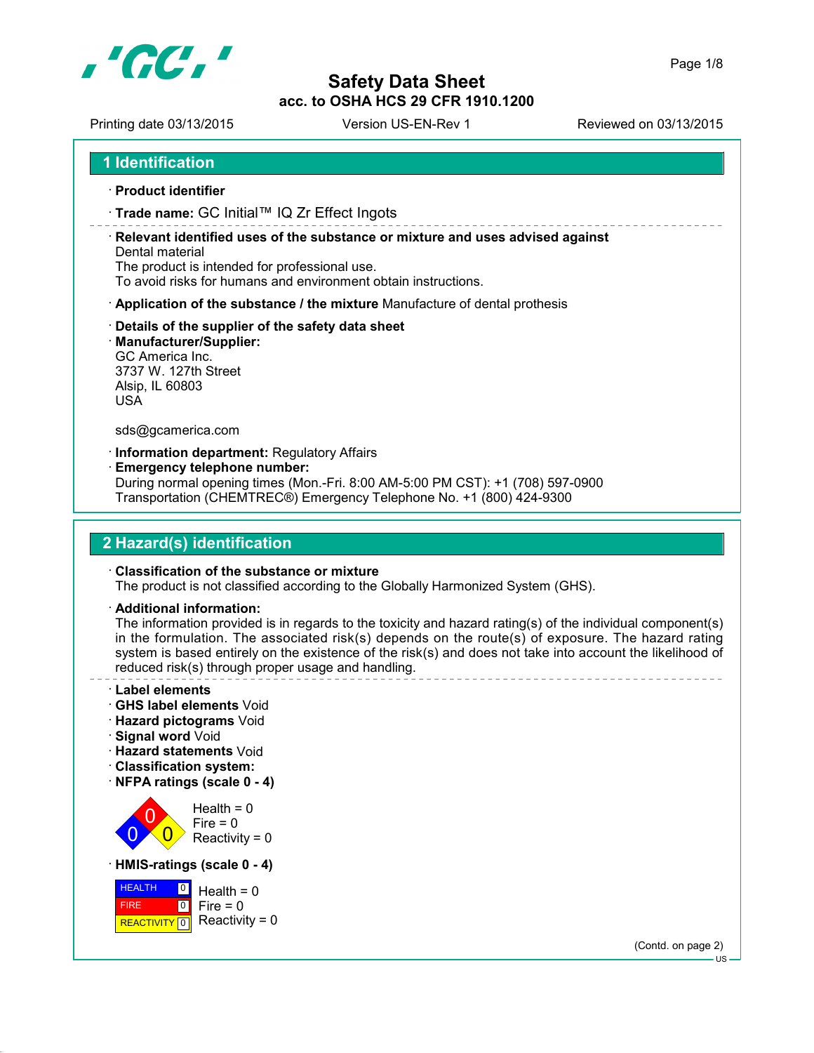# Safety Data Sheet

**acc. to OSHA HCS 29 CFR 1910.1200**

Printing date 03/13/2015 Version US-EN-Rev 1 Reviewed on 03/13/2015

## 1 Identification

· **Product identifier**

· **Trade name:** GC Initial™ IQ Zr Effect Ingots

· **Relevant identified uses of the substance or mixture and uses advised against**
Dental material
The product is intended for professional use.
To avoid risks for humans and environment obtain instructions.

· **Application of the substance / the mixture** Manufacture of dental prothesis

· **Details of the supplier of the safety data sheet**
· **Manufacturer/Supplier:**
GC America Inc.
3737 W. 127th Street
Alsip, IL 60803
USA

sds@gcamerica.com

· **Information department:** Regulatory Affairs
· **Emergency telephone number:**
During normal opening times (Mon.-Fri. 8:00 AM-5:00 PM CST): +1 (708) 597-0900
Transportation (CHEMTREC®) Emergency Telephone No. +1 (800) 424-9300

## 2 Hazard(s) identification

· **Classification of the substance or mixture**
The product is not classified according to the Globally Harmonized System (GHS).

· **Additional information:**
The information provided is in regards to the toxicity and hazard rating(s) of the individual component(s) in the formulation. The associated risk(s) depends on the route(s) of exposure. The hazard rating system is based entirely on the existence of the risk(s) and does not take into account the likelihood of reduced risk(s) through proper usage and handling.

· **Label elements**
· **GHS label elements** Void
· **Hazard pictograms** Void
· **Signal word** Void
· **Hazard statements** Void
· **Classification system:**
· **NFPA ratings (scale 0 - 4)**

Health = 0
Fire = 0
Reactivity = 0

· **HMIS-ratings (scale 0 - 4)**

| | |
|---|---|
| HEALTH | 0 |
| FIRE | 0 |
| REACTIVITY | 0 |

Health = 0
Fire = 0
Reactivity = 0

(Contd. on page 2)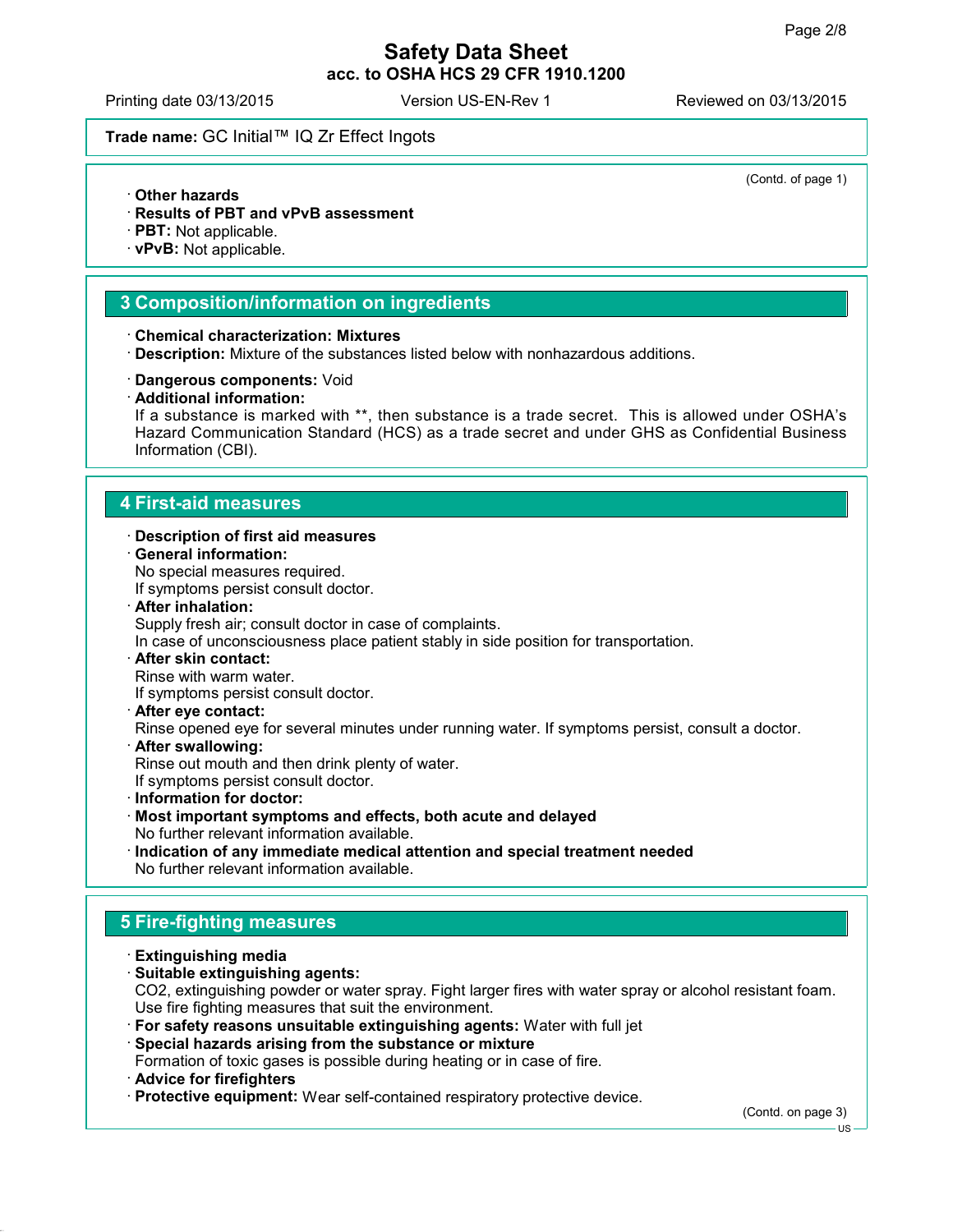(Contd. of page 1)

· **Other hazards**
· **Results of PBT and vPvB assessment**
· **PBT:** Not applicable.
· **vPvB:** Not applicable.

## 3 Composition/information on ingredients

· **Chemical characterization: Mixtures**
· **Description:** Mixture of the substances listed below with nonhazardous additions.

· **Dangerous components:** Void
· **Additional information:**
If a substance is marked with **, then substance is a trade secret. This is allowed under OSHA's Hazard Communication Standard (HCS) as a trade secret and under GHS as Confidential Business Information (CBI).

## 4 First-aid measures

· **Description of first aid measures**
· **General information:**
No special measures required.
If symptoms persist consult doctor.
· **After inhalation:**
Supply fresh air; consult doctor in case of complaints.
In case of unconsciousness place patient stably in side position for transportation.
· **After skin contact:**
Rinse with warm water.
If symptoms persist consult doctor.
· **After eye contact:**
Rinse opened eye for several minutes under running water. If symptoms persist, consult a doctor.
· **After swallowing:**
Rinse out mouth and then drink plenty of water.
If symptoms persist consult doctor.
· **Information for doctor:**
· **Most important symptoms and effects, both acute and delayed**
No further relevant information available.
· **Indication of any immediate medical attention and special treatment needed**
No further relevant information available.

## 5 Fire-fighting measures

· **Extinguishing media**
· **Suitable extinguishing agents:**
$CO_2$, extinguishing powder or water spray. Fight larger fires with water spray or alcohol resistant foam.
Use fire fighting measures that suit the environment.
· **For safety reasons unsuitable extinguishing agents:** Water with full jet
· **Special hazards arising from the substance or mixture**
Formation of toxic gases is possible during heating or in case of fire.
· **Advice for firefighters**
· **Protective equipment:** Wear self-contained respiratory protective device.

(Contd. on page 3)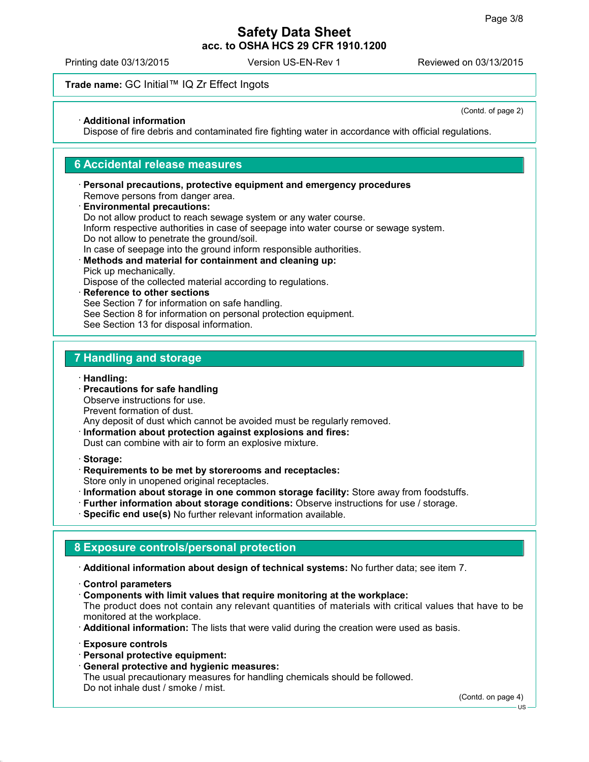**Trade name:** GC Initial™ IQ Zr Effect Ingots

(Contd. of page 2)

· **Additional information**
Dispose of fire debris and contaminated fire fighting water in accordance with official regulations.

## 6 Accidental release measures

· **Personal precautions, protective equipment and emergency procedures**
Remove persons from danger area.
· **Environmental precautions:**
Do not allow product to reach sewage system or any water course.
Inform respective authorities in case of seepage into water course or sewage system.
Do not allow to penetrate the ground/soil.
In case of seepage into the ground inform responsible authorities.
· **Methods and material for containment and cleaning up:**
Pick up mechanically.
Dispose of the collected material according to regulations.
· **Reference to other sections**
See Section 7 for information on safe handling.
See Section 8 for information on personal protection equipment.
See Section 13 for disposal information.

## 7 Handling and storage

· **Handling:**
· **Precautions for safe handling**
Observe instructions for use.
Prevent formation of dust.
Any deposit of dust which cannot be avoided must be regularly removed.
· **Information about protection against explosions and fires:**
Dust can combine with air to form an explosive mixture.

· **Storage:**
· **Requirements to be met by storerooms and receptacles:**
Store only in unopened original receptacles.
· **Information about storage in one common storage facility:** Store away from foodstuffs.
· **Further information about storage conditions:** Observe instructions for use / storage.
· **Specific end use(s)** No further relevant information available.

## 8 Exposure controls/personal protection

· **Additional information about design of technical systems:** No further data; see item 7.

· **Control parameters**
· **Components with limit values that require monitoring at the workplace:**
The product does not contain any relevant quantities of materials with critical values that have to be monitored at the workplace.
· **Additional information:** The lists that were valid during the creation were used as basis.

· **Exposure controls**
· **Personal protective equipment:**
· **General protective and hygienic measures:**
The usual precautionary measures for handling chemicals should be followed.
Do not inhale dust / smoke / mist.

(Contd. on page 4)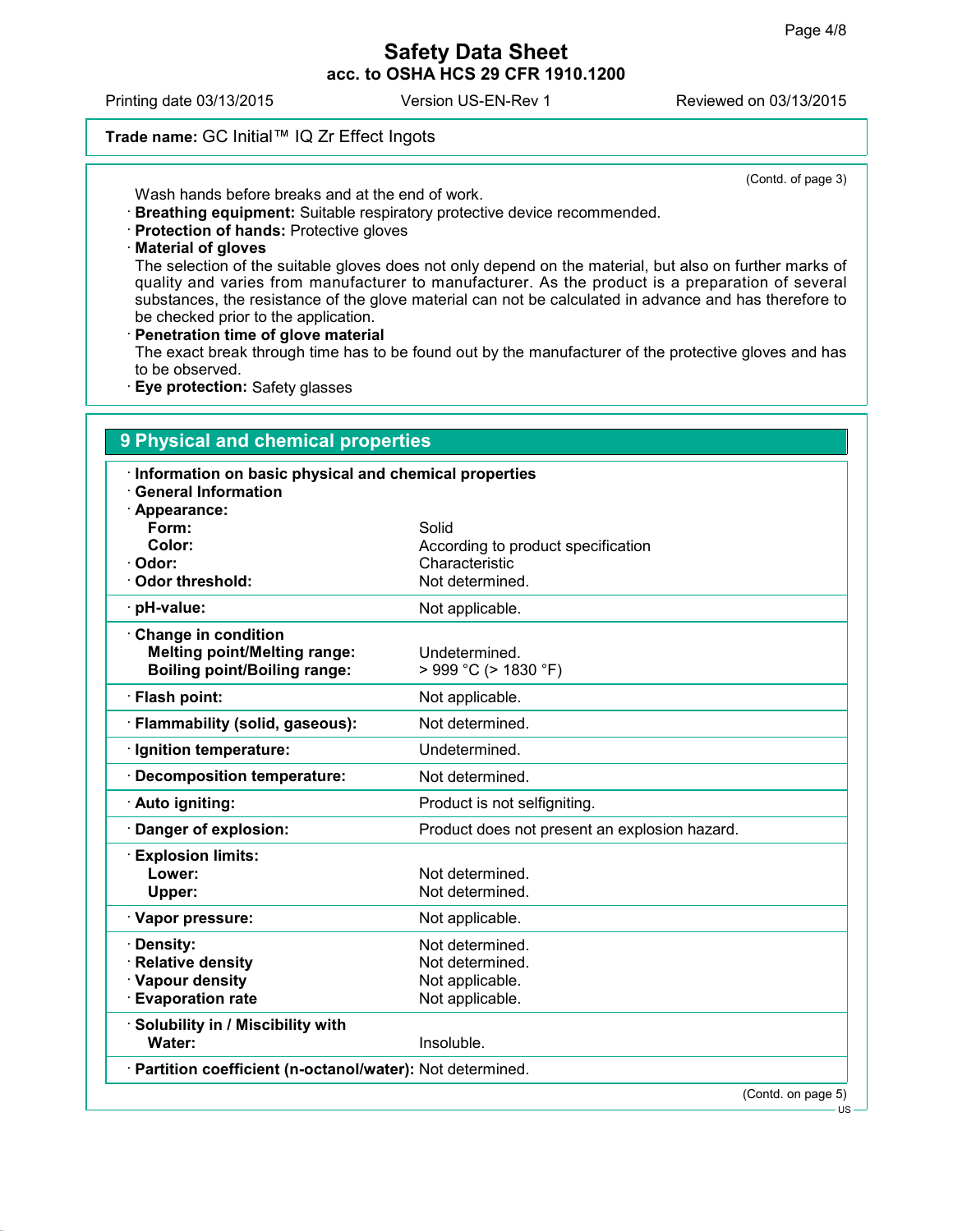**Trade name:** GC Initial™ IQ Zr Effect Ingots

(Contd. of page 3)

Wash hands before breaks and at the end of work.

- **Breathing equipment:** Suitable respiratory protective device recommended.
- **Protection of hands:** Protective gloves
- **Material of gloves**
  The selection of the suitable gloves does not only depend on the material, but also on further marks of quality and varies from manufacturer to manufacturer. As the product is a preparation of several substances, the resistance of the glove material can not be calculated in advance and has therefore to be checked prior to the application.
- **Penetration time of glove material**
  The exact break through time has to be found out by the manufacturer of the protective gloves and has to be observed.
- **Eye protection:** Safety glasses

## 9 Physical and chemical properties

| · **Information on basic physical and chemical properties** | |
|---|---|
| · **General Information** | |
| · **Appearance:** | |
| **Form:** | Solid |
| **Color:** | According to product specification |
| · **Odor:** | Characteristic |
| · **Odor threshold:** | Not determined. |
| · **pH-value:** | Not applicable. |
| · **Change in condition** | |
| **Melting point/Melting range:** | Undetermined. |
| **Boiling point/Boiling range:** | > 999 °C (> 1830 °F) |
| · **Flash point:** | Not applicable. |
| · **Flammability (solid, gaseous):** | Not determined. |
| · **Ignition temperature:** | Undetermined. |
| · **Decomposition temperature:** | Not determined. |
| · **Auto igniting:** | Product is not selfigniting. |
| · **Danger of explosion:** | Product does not present an explosion hazard. |
| · **Explosion limits:** | |
| **Lower:** | Not determined. |
| **Upper:** | Not determined. |
| · **Vapor pressure:** | Not applicable. |
| · **Density:** | Not determined. |
| · **Relative density** | Not determined. |
| · **Vapour density** | Not applicable. |
| · **Evaporation rate** | Not applicable. |
| · **Solubility in / Miscibility with** | |
| **Water:** | Insoluble. |
| · **Partition coefficient (n-octanol/water):** | Not determined. |

(Contd. on page 5)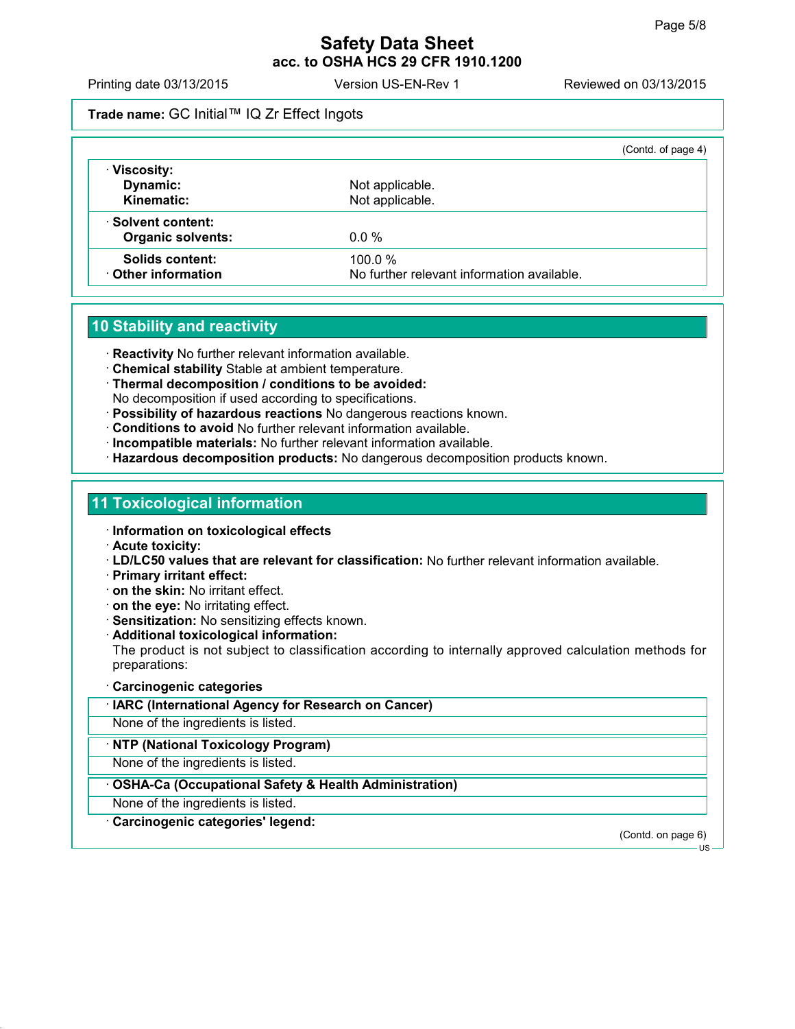**Trade name:** GC Initial™ IQ Zr Effect Ingots

(Contd. of page 4)

| | |
|---|---|
| · **Viscosity:** | |
| **Dynamic:** | Not applicable. |
| **Kinematic:** | Not applicable. |
| · **Solvent content:** | |
| **Organic solvents:** | 0.0 % |
| **Solids content:** | 100.0 % |
| · **Other information** | No further relevant information available. |

## 10 Stability and reactivity

- · **Reactivity** No further relevant information available.
- · **Chemical stability** Stable at ambient temperature.
- · **Thermal decomposition / conditions to be avoided:**
  No decomposition if used according to specifications.
- · **Possibility of hazardous reactions** No dangerous reactions known.
- · **Conditions to avoid** No further relevant information available.
- · **Incompatible materials:** No further relevant information available.
- · **Hazardous decomposition products:** No dangerous decomposition products known.

## 11 Toxicological information

- · **Information on toxicological effects**
- · **Acute toxicity:**
- · **LD/LC50 values that are relevant for classification:** No further relevant information available.
- · **Primary irritant effect:**
- · **on the skin:** No irritant effect.
- · **on the eye:** No irritating effect.
- · **Sensitization:** No sensitizing effects known.
- · **Additional toxicological information:**
  The product is not subject to classification according to internally approved calculation methods for preparations:
- · **Carcinogenic categories**

| · **IARC (International Agency for Research on Cancer)** |
|---|
| None of the ingredients is listed. |

| · **NTP (National Toxicology Program)** |
|---|
| None of the ingredients is listed. |

| · **OSHA-Ca (Occupational Safety & Health Administration)** |
|---|
| None of the ingredients is listed. |

· **Carcinogenic categories' legend:**

(Contd. on page 6)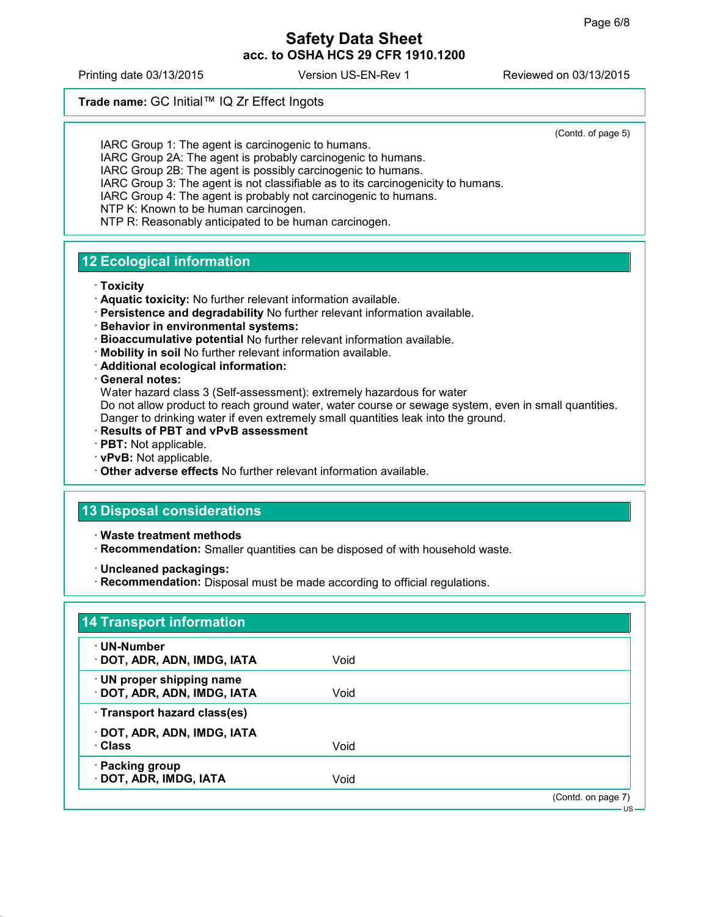(Contd. of page 5)

IARC Group 1: The agent is carcinogenic to humans.
IARC Group 2A: The agent is probably carcinogenic to humans.
IARC Group 2B: The agent is possibly carcinogenic to humans.
IARC Group 3: The agent is not classifiable as to its carcinogenicity to humans.
IARC Group 4: The agent is probably not carcinogenic to humans.
NTP K: Known to be human carcinogen.
NTP R: Reasonably anticipated to be human carcinogen.

## 12 Ecological information

· **Toxicity**
· **Aquatic toxicity:** No further relevant information available.
· **Persistence and degradability** No further relevant information available.
· **Behavior in environmental systems:**
· **Bioaccumulative potential** No further relevant information available.
· **Mobility in soil** No further relevant information available.
· **Additional ecological information:**
· **General notes:**
Water hazard class 3 (Self-assessment): extremely hazardous for water
Do not allow product to reach ground water, water course or sewage system, even in small quantities.
Danger to drinking water if even extremely small quantities leak into the ground.
· **Results of PBT and vPvB assessment**
· **PBT:** Not applicable.
· **vPvB:** Not applicable.
· **Other adverse effects** No further relevant information available.

## 13 Disposal considerations

· **Waste treatment methods**
· **Recommendation:** Smaller quantities can be disposed of with household waste.

· **Uncleaned packagings:**
· **Recommendation:** Disposal must be made according to official regulations.

## 14 Transport information

| | |
|---|---|
| · **UN-Number**<br>· **DOT, ADR, ADN, IMDG, IATA** | Void |
| · **UN proper shipping name**<br>· **DOT, ADR, ADN, IMDG, IATA** | Void |
| · **Transport hazard class(es)**<br>· **DOT, ADR, ADN, IMDG, IATA**<br>· **Class** | Void |
| · **Packing group**<br>· **DOT, ADR, IMDG, IATA** | Void |

(Contd. on page 7)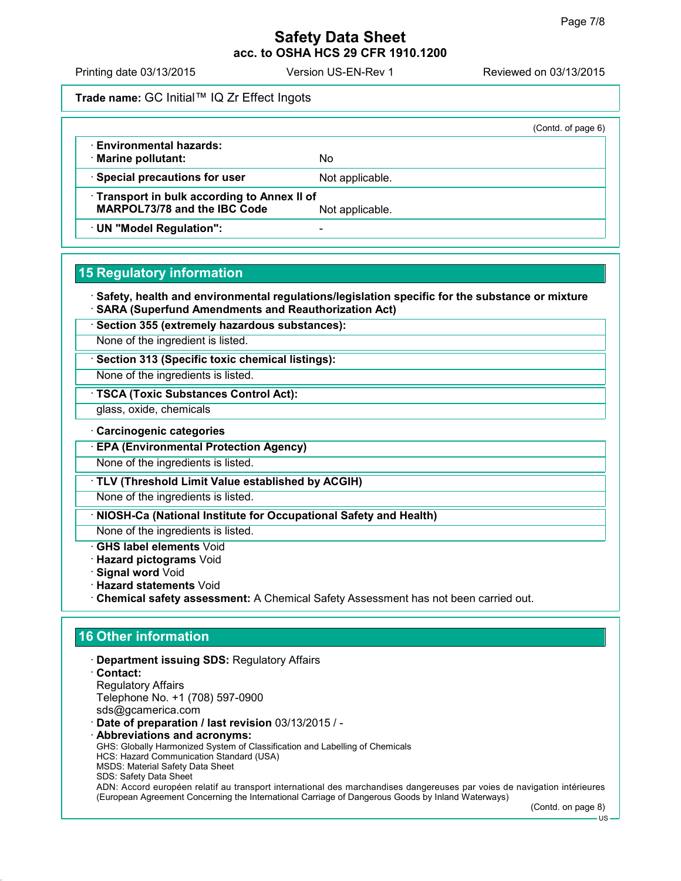(Contd. of page 6)

| | |
|---|---|
| · **Environmental hazards:** | |
| · **Marine pollutant:** | No |
| · **Special precautions for user** | Not applicable. |
| · **Transport in bulk according to Annex II of MARPOL73/78 and the IBC Code** | Not applicable. |
| · **UN "Model Regulation":** | - |

## 15 Regulatory information

· **Safety, health and environmental regulations/legislation specific for the substance or mixture**
· **SARA (Superfund Amendments and Reauthorization Act)**

· **Section 355 (extremely hazardous substances):**
None of the ingredient is listed.

· **Section 313 (Specific toxic chemical listings):**
None of the ingredients is listed.

· **TSCA (Toxic Substances Control Act):**
glass, oxide, chemicals

· **Carcinogenic categories**

· **EPA (Environmental Protection Agency)**
None of the ingredients is listed.

· **TLV (Threshold Limit Value established by ACGIH)**
None of the ingredients is listed.

· **NIOSH-Ca (National Institute for Occupational Safety and Health)**
None of the ingredients is listed.

· **GHS label elements** Void
· **Hazard pictograms** Void
· **Signal word** Void
· **Hazard statements** Void
· **Chemical safety assessment:** A Chemical Safety Assessment has not been carried out.

## 16 Other information

· **Department issuing SDS:** Regulatory Affairs
· **Contact:**
Regulatory Affairs
Telephone No. +1 (708) 597-0900
sds@gcamerica.com
· **Date of preparation / last revision** 03/13/2015 / -
· **Abbreviations and acronyms:**
GHS: Globally Harmonized System of Classification and Labelling of Chemicals
HCS: Hazard Communication Standard (USA)
MSDS: Material Safety Data Sheet
SDS: Safety Data Sheet
ADN: Accord européen relatif au transport international des marchandises dangereuses par voies de navigation intérieures (European Agreement Concerning the International Carriage of Dangerous Goods by Inland Waterways)

(Contd. on page 8)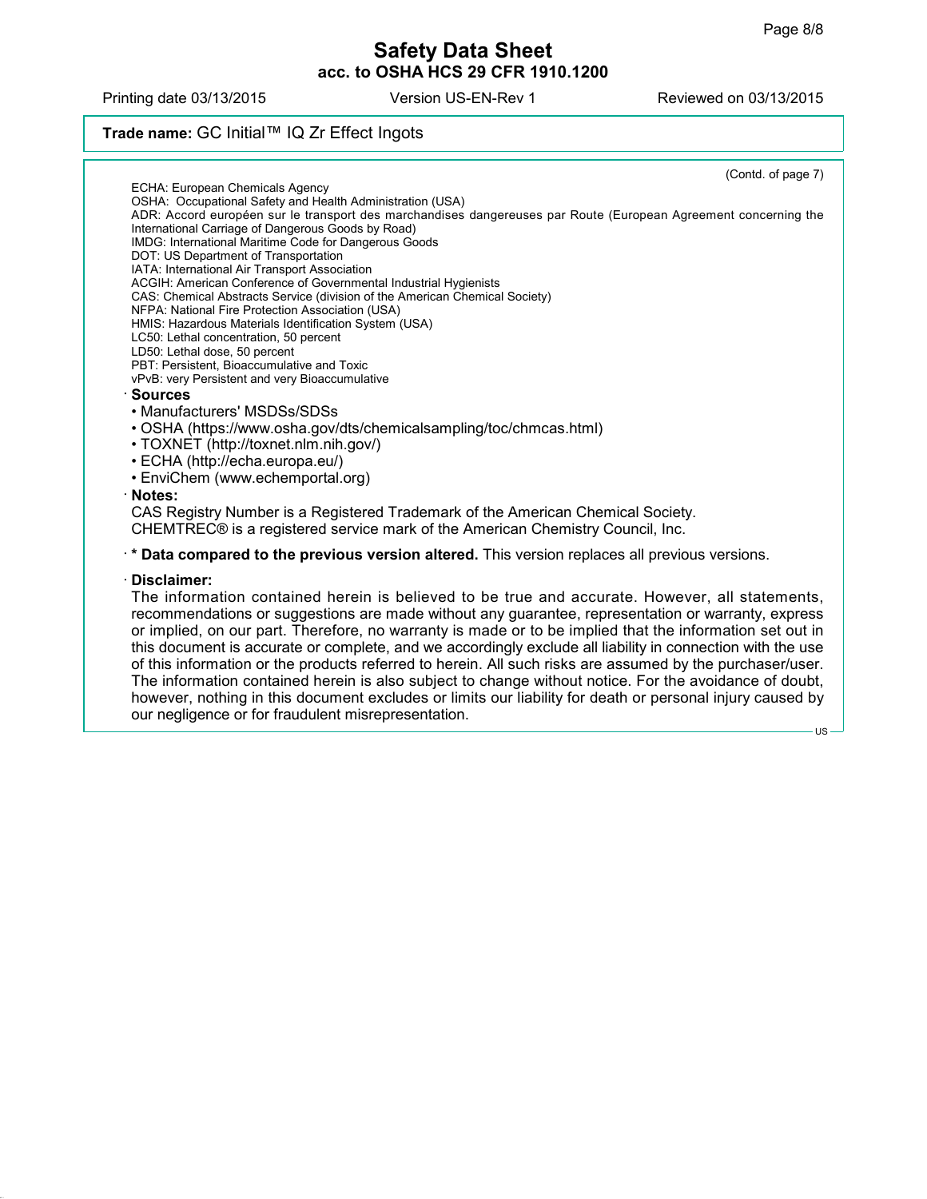(Contd. of page 7)

ECHA: European Chemicals Agency
OSHA: Occupational Safety and Health Administration (USA)
ADR: Accord européen sur le transport des marchandises dangereuses par Route (European Agreement concerning the International Carriage of Dangerous Goods by Road)
IMDG: International Maritime Code for Dangerous Goods
DOT: US Department of Transportation
IATA: International Air Transport Association
ACGIH: American Conference of Governmental Industrial Hygienists
CAS: Chemical Abstracts Service (division of the American Chemical Society)
NFPA: National Fire Protection Association (USA)
HMIS: Hazardous Materials Identification System (USA)
LC50: Lethal concentration, 50 percent
LD50: Lethal dose, 50 percent
PBT: Persistent, Bioaccumulative and Toxic
vPvB: very Persistent and very Bioaccumulative

· **Sources**

- Manufacturers' MSDSs/SDSs
- OSHA (https://www.osha.gov/dts/chemicalsampling/toc/chmcas.html)
- TOXNET (http://toxnet.nlm.nih.gov/)
- ECHA (http://echa.europa.eu/)
- EnviChem (www.echemportal.org)

· **Notes:**

CAS Registry Number is a Registered Trademark of the American Chemical Society.
CHEMTREC® is a registered service mark of the American Chemistry Council, Inc.

· **\* Data compared to the previous version altered.** This version replaces all previous versions.

· **Disclaimer:**

The information contained herein is believed to be true and accurate. However, all statements, recommendations or suggestions are made without any guarantee, representation or warranty, express or implied, on our part. Therefore, no warranty is made or to be implied that the information set out in this document is accurate or complete, and we accordingly exclude all liability in connection with the use of this information or the products referred to herein. All such risks are assumed by the purchaser/user. The information contained herein is also subject to change without notice. For the avoidance of doubt, however, nothing in this document excludes or limits our liability for death or personal injury caused by our negligence or for fraudulent misrepresentation.